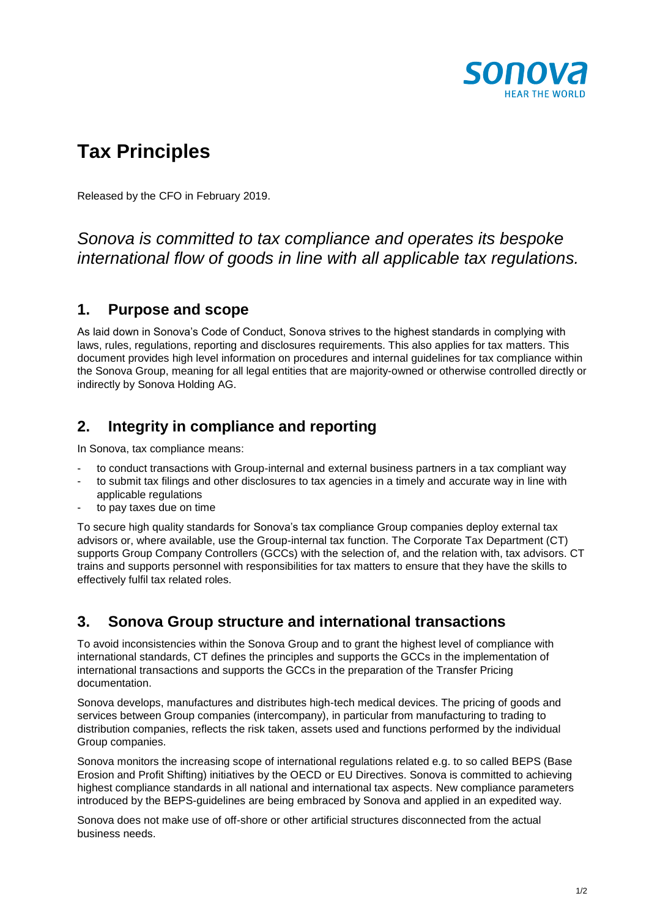# Tax Principles

Released by the CFO in February 2019.

*Sonova is committed to tax compliance and operates its bespoke international flow of goods in line with all applicable tax regulations.*

## 1. Purpose and scope

As laid down in Sonova's Code of Conduct, Sonova strives to the highest standards in complying with laws, rules, regulations, reporting and disclosures requirements. This also applies for tax matters. This document provides high level information on procedures and internal guidelines for tax compliance within the Sonova Group, meaning for all legal entities that are majority-owned or otherwise controlled directly or indirectly by Sonova Holding AG.

## 2. Integrity in compliance and reporting

In Sonova, tax compliance means:

- to conduct transactions with Group-internal and external business partners in a tax compliant way
- to submit tax filings and other disclosures to tax agencies in a timely and accurate way in line with applicable regulations
- to pay taxes due on time

To secure high quality standards for Sonova's tax compliance Group companies deploy external tax advisors or, where available, use the Group-internal tax function. The Corporate Tax Department (CT) supports Group Company Controllers (GCCs) with the selection of, and the relation with, tax advisors. CT trains and supports personnel with responsibilities for tax matters to ensure that they have the skills to effectively fulfil tax related roles.

## 3. Sonova Group structure and international transactions

To avoid inconsistencies within the Sonova Group and to grant the highest level of compliance with international standards, CT defines the principles and supports the GCCs in the implementation of international transactions and supports the GCCs in the preparation of the Transfer Pricing documentation.

Sonova develops, manufactures and distributes high-tech medical devices. The pricing of goods and services between Group companies (intercompany), in particular from manufacturing to trading to distribution companies, reflects the risk taken, assets used and functions performed by the individual Group companies.

Sonova monitors the increasing scope of international regulations related e.g. to so called BEPS (Base Erosion and Profit Shifting) initiatives by the OECD or EU Directives. Sonova is committed to achieving highest compliance standards in all national and international tax aspects. New compliance parameters introduced by the BEPS-guidelines are being embraced by Sonova and applied in an expedited way.

Sonova does not make use of off-shore or other artificial structures disconnected from the actual business needs.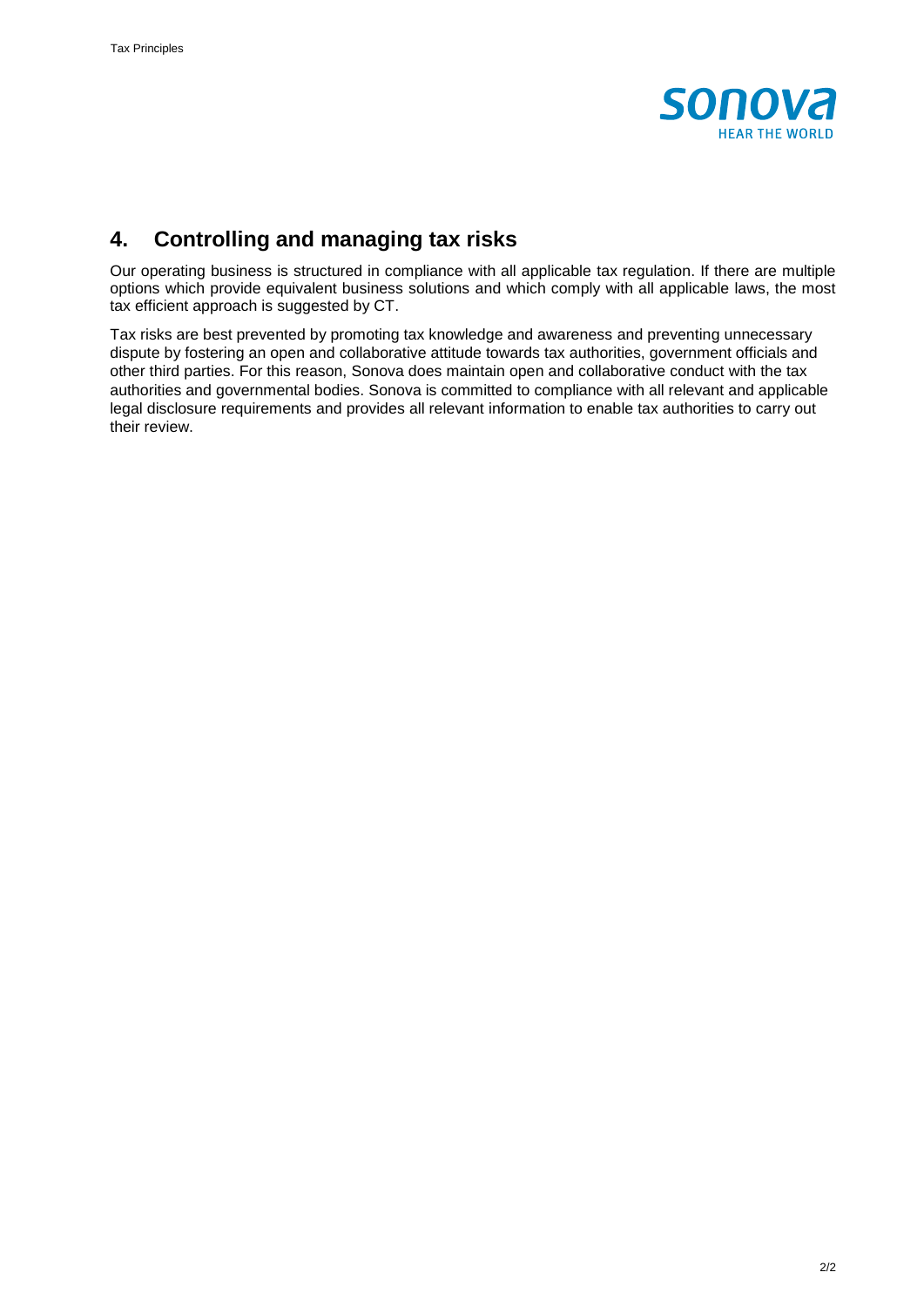## 4. Controlling and managing tax risks

Our operating business is structured in compliance with all applicable tax regulation. If there are multiple options which provide equivalent business solutions and which comply with all applicable laws, the most tax efficient approach is suggested by CT.

Tax risks are best prevented by promoting tax knowledge and awareness and preventing unnecessary dispute by fostering an open and collaborative attitude towards tax authorities, government officials and other third parties. For this reason, Sonova does maintain open and collaborative conduct with the tax authorities and governmental bodies. Sonova is committed to compliance with all relevant and applicable legal disclosure requirements and provides all relevant information to enable tax authorities to carry out their review.